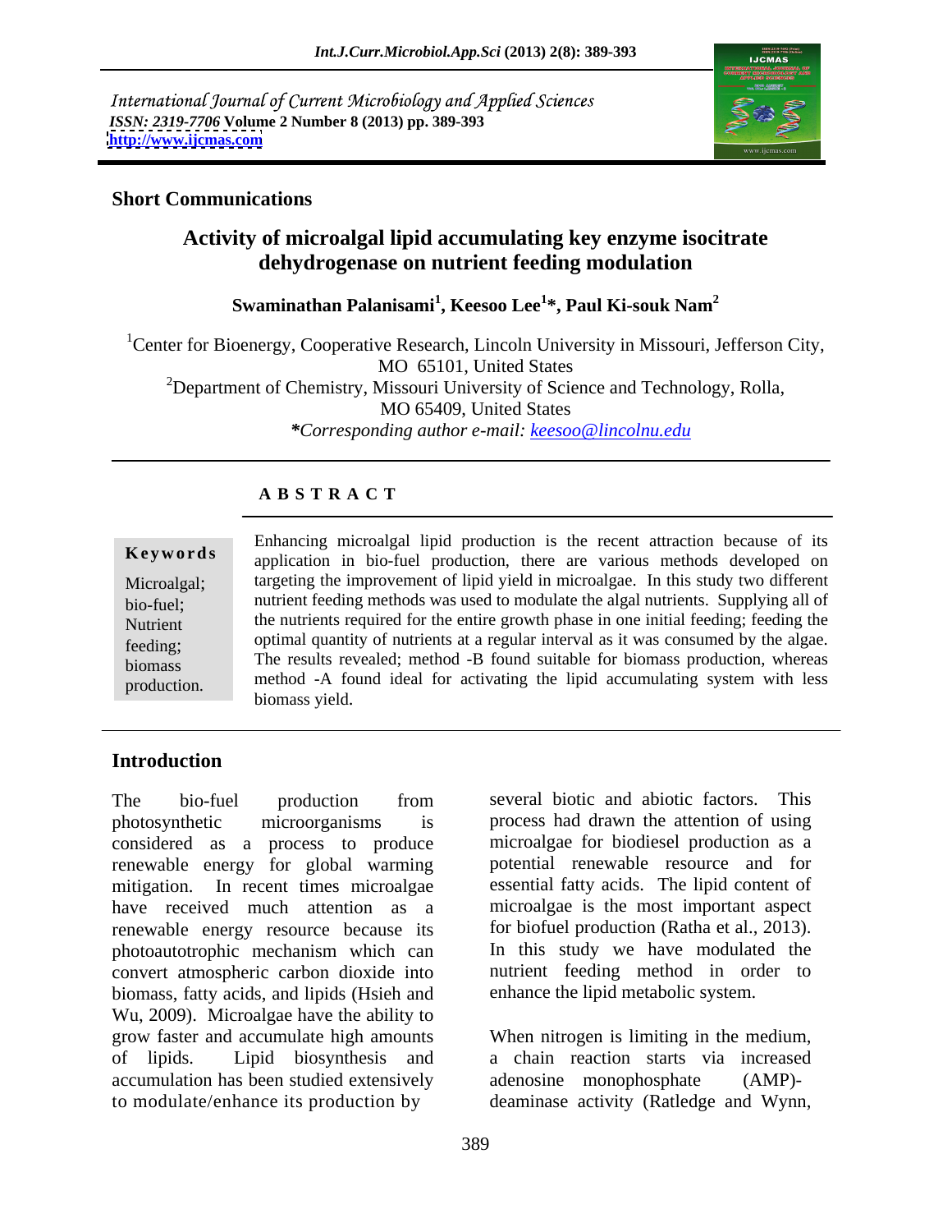International Journal of Current Microbiology and Applied Sciences
*ISSN: 2319-7706* **Volume 2 Number 8 (2013) pp. 389-393**
http://www.ijcmas.com

**Short Communications**

# Activity of microalgal lipid accumulating key enzyme isocitrate dehydrogenase on nutrient feeding modulation

**Swaminathan Palanisami[1], Keesoo Lee[1]*, Paul Ki-souk Nam[2]**

[1]Center for Bioenergy, Cooperative Research, Lincoln University in Missouri, Jefferson City, MO 65101, United States

[2]Department of Chemistry, Missouri University of Science and Technology, Rolla, MO 65409, United States

***Corresponding author e-mail:** *keesoo@lincolnu.edu*

## A B S T R A C T

**Keywords**

Microalgal; bio-fuel; Nutrient feeding; biomass production.

Enhancing microalgal lipid production is the recent attraction because of its application in bio-fuel production, there are various methods developed on targeting the improvement of lipid yield in microalgae. In this study two different nutrient feeding methods was used to modulate the algal nutrients. Supplying all of the nutrients required for the entire growth phase in one initial feeding; feeding the optimal quantity of nutrients at a regular interval as it was consumed by the algae. The results revealed; method -B found suitable for biomass production, whereas method -A found ideal for activating the lipid accumulating system with less biomass yield.

## Introduction

The bio-fuel production from photosynthetic microorganisms is considered as a process to produce renewable energy for global warming mitigation. In recent times microalgae have received much attention as a renewable energy resource because its photoautotrophic mechanism which can convert atmospheric carbon dioxide into biomass, fatty acids, and lipids (Hsieh and Wu, 2009). Microalgae have the ability to grow faster and accumulate high amounts of lipids. Lipid biosynthesis and accumulation has been studied extensively to modulate/enhance its production by several biotic and abiotic factors. This process had drawn the attention of using microalgae for biodiesel production as a potential renewable resource and for essential fatty acids. The lipid content of microalgae is the most important aspect for biofuel production (Ratha et al., 2013). In this study we have modulated the nutrient feeding method in order to enhance the lipid metabolic system.

When nitrogen is limiting in the medium, a chain reaction starts via increased adenosine monophosphate (AMP)-deaminase activity (Ratledge and Wynn,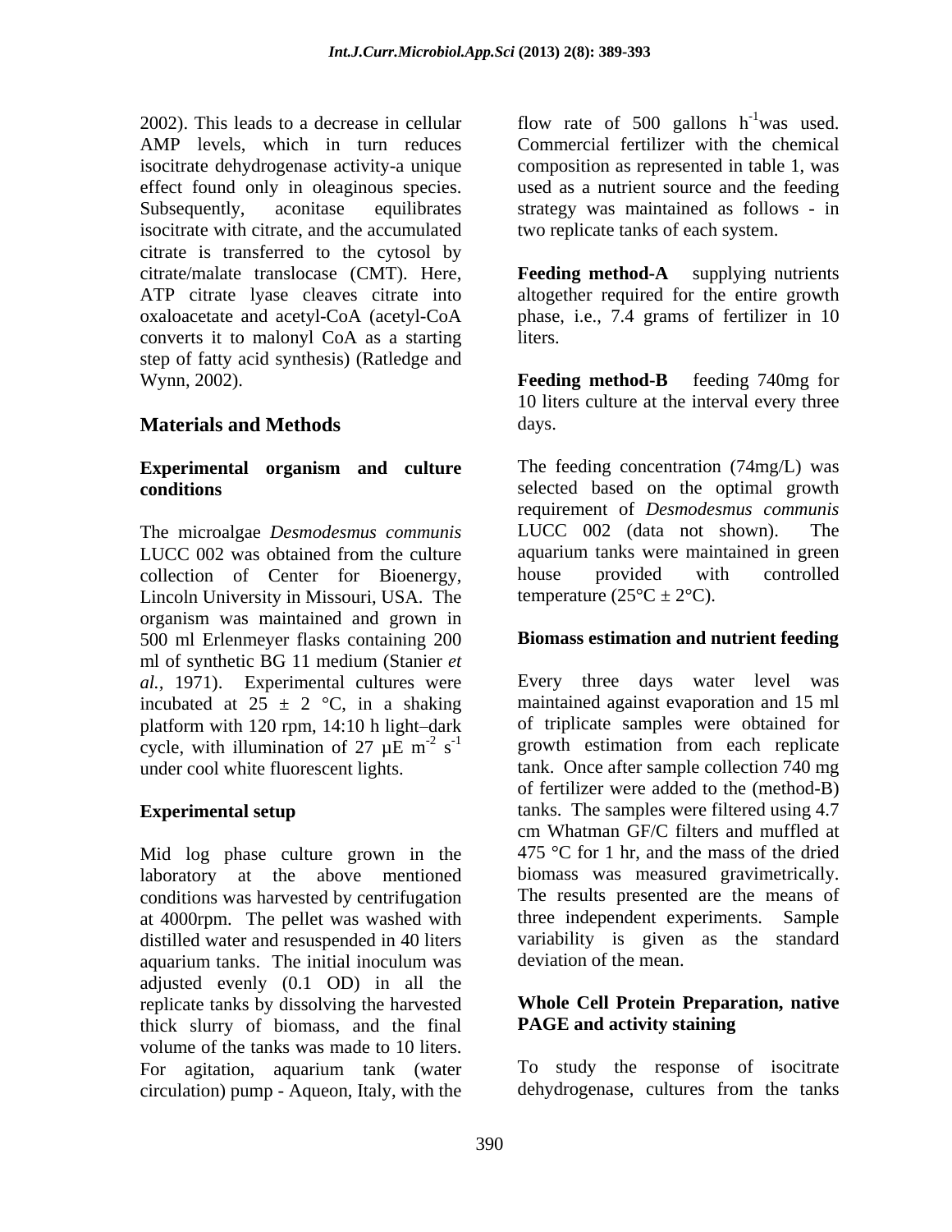2002). This leads to a decrease in cellular AMP levels, which in turn reduces isocitrate dehydrogenase activity-a unique effect found only in oleaginous species. Subsequently, aconitase equilibrates isocitrate with citrate, and the accumulated citrate is transferred to the cytosol by citrate/malate translocase (CMT). Here, ATP citrate lyase cleaves citrate into oxaloacetate and acetyl-CoA (acetyl-CoA converts it to malonyl CoA as a starting step of fatty acid synthesis) (Ratledge and Wynn, 2002).

## Materials and Methods

### Experimental organism and culture conditions

The microalgae *Desmodesmus communis* LUCC 002 was obtained from the culture collection of Center for Bioenergy, Lincoln University in Missouri, USA. The organism was maintained and grown in 500 ml Erlenmeyer flasks containing 200 ml of synthetic BG 11 medium (Stanier *et al.,* 1971). Experimental cultures were incubated at 25 ± 2 °C, in a shaking platform with 120 rpm, 14:10 h light–dark cycle, with illumination of 27 µE $m^{-2}$ $s^{-1}$ under cool white fluorescent lights.

### Experimental setup

Mid log phase culture grown in the laboratory at the above mentioned conditions was harvested by centrifugation at 4000rpm. The pellet was washed with distilled water and resuspended in 40 liters aquarium tanks. The initial inoculum was adjusted evenly (0.1 OD) in all the replicate tanks by dissolving the harvested thick slurry of biomass, and the final volume of the tanks was made to 10 liters. For agitation, aquarium tank (water circulation) pump - Aqueon, Italy, with the flow rate of 500 gallons $h^{-1}$was used. Commercial fertilizer with the chemical composition as represented in table 1, was used as a nutrient source and the feeding strategy was maintained as follows - in two replicate tanks of each system.

**Feeding method-A** supplying nutrients altogether required for the entire growth phase, i.e., 7.4 grams of fertilizer in 10 liters.

**Feeding method-B** feeding 740mg for 10 liters culture at the interval every three days.

The feeding concentration (74mg/L) was selected based on the optimal growth requirement of *Desmodesmus communis* LUCC 002 (data not shown). The aquarium tanks were maintained in green house provided with controlled temperature (25°C ± 2°C).

### Biomass estimation and nutrient feeding

Every three days water level was maintained against evaporation and 15 ml of triplicate samples were obtained for growth estimation from each replicate tank. Once after sample collection 740 mg of fertilizer were added to the (method-B) tanks. The samples were filtered using 4.7 cm Whatman GF/C filters and muffled at 475 °C for 1 hr, and the mass of the dried biomass was measured gravimetrically. The results presented are the means of three independent experiments. Sample variability is given as the standard deviation of the mean.

### Whole Cell Protein Preparation, native PAGE and activity staining

To study the response of isocitrate dehydrogenase, cultures from the tanks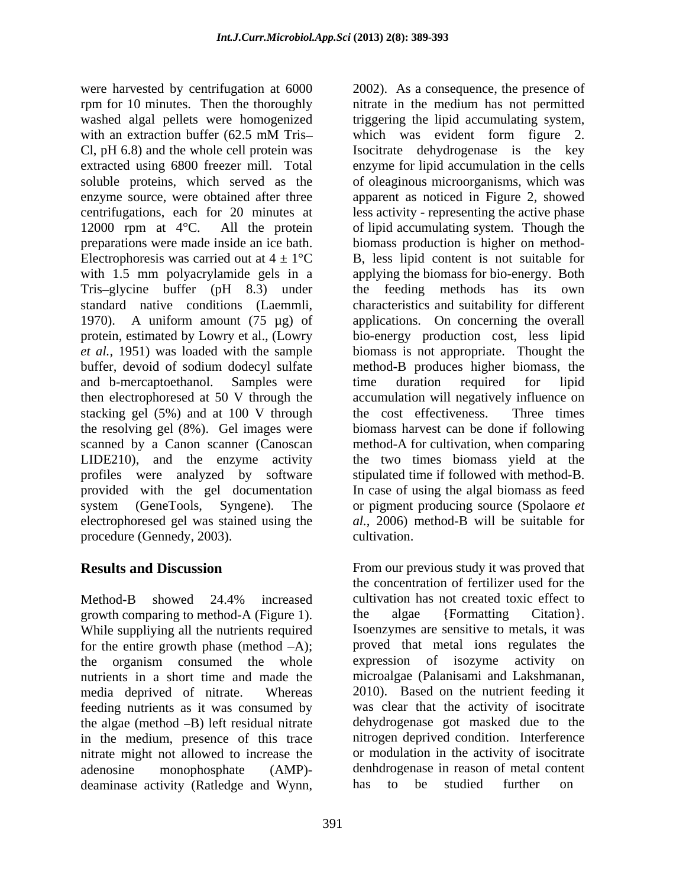were harvested by centrifugation at 6000 rpm for 10 minutes. Then the thoroughly washed algal pellets were homogenized with an extraction buffer (62.5 mM Tris–Cl, pH 6.8) and the whole cell protein was extracted using 6800 freezer mill. Total soluble proteins, which served as the enzyme source, were obtained after three centrifugations, each for 20 minutes at 12000 rpm at 4°C. All the protein preparations were made inside an ice bath. Electrophoresis was carried out at 4 ± 1°C with 1.5 mm polyacrylamide gels in a Tris–glycine buffer (pH 8.3) under standard native conditions (Laemmli, 1970). A uniform amount (75 µg) of protein, estimated by Lowry et al., (Lowry *et al.,* 1951) was loaded with the sample buffer, devoid of sodium dodecyl sulfate and b-mercaptoethanol. Samples were then electrophoresed at 50 V through the stacking gel (5%) and at 100 V through the resolving gel (8%). Gel images were scanned by a Canon scanner (Canoscan LIDE210), and the enzyme activity profiles were analyzed by software provided with the gel documentation system (GeneTools, Syngene). The electrophoresed gel was stained using the procedure (Gennedy, 2003).

## Results and Discussion

Method-B showed 24.4% increased growth comparing to method-A (Figure 1). While suppliying all the nutrients required for the entire growth phase (method –A); the organism consumed the whole nutrients in a short time and made the media deprived of nitrate. Whereas feeding nutrients as it was consumed by the algae (method –B) left residual nitrate in the medium, presence of this trace nitrate might not allowed to increase the adenosine monophosphate (AMP)-deaminase activity (Ratledge and Wynn, 2002). As a consequence, the presence of nitrate in the medium has not permitted triggering the lipid accumulating system, which was evident form figure 2. Isocitrate dehydrogenase is the key enzyme for lipid accumulation in the cells of oleaginous microorganisms, which was apparent as noticed in Figure 2, showed less activity - representing the active phase of lipid accumulating system. Though the biomass production is higher on method-B, less lipid content is not suitable for applying the biomass for bio-energy. Both the feeding methods has its own characteristics and suitability for different applications. On concerning the overall bio-energy production cost, less lipid biomass is not appropriate. Thought the method-B produces higher biomass, the time duration required for lipid accumulation will negatively influence on the cost effectiveness. Three times biomass harvest can be done if following method-A for cultivation, when comparing the two times biomass yield at the stipulated time if followed with method-B. In case of using the algal biomass as feed or pigment producing source (Spolaore *et al.*, 2006) method-B will be suitable for cultivation.

From our previous study it was proved that the concentration of fertilizer used for the cultivation has not created toxic effect to the algae {Formatting Citation}. Isoenzymes are sensitive to metals, it was proved that metal ions regulates the expression of isozyme activity on microalgae (Palanisami and Lakshmanan, 2010). Based on the nutrient feeding it was clear that the activity of isocitrate dehydrogenase got masked due to the nitrogen deprived condition. Interference or modulation in the activity of isocitrate denhdrogenase in reason of metal content has to be studied further on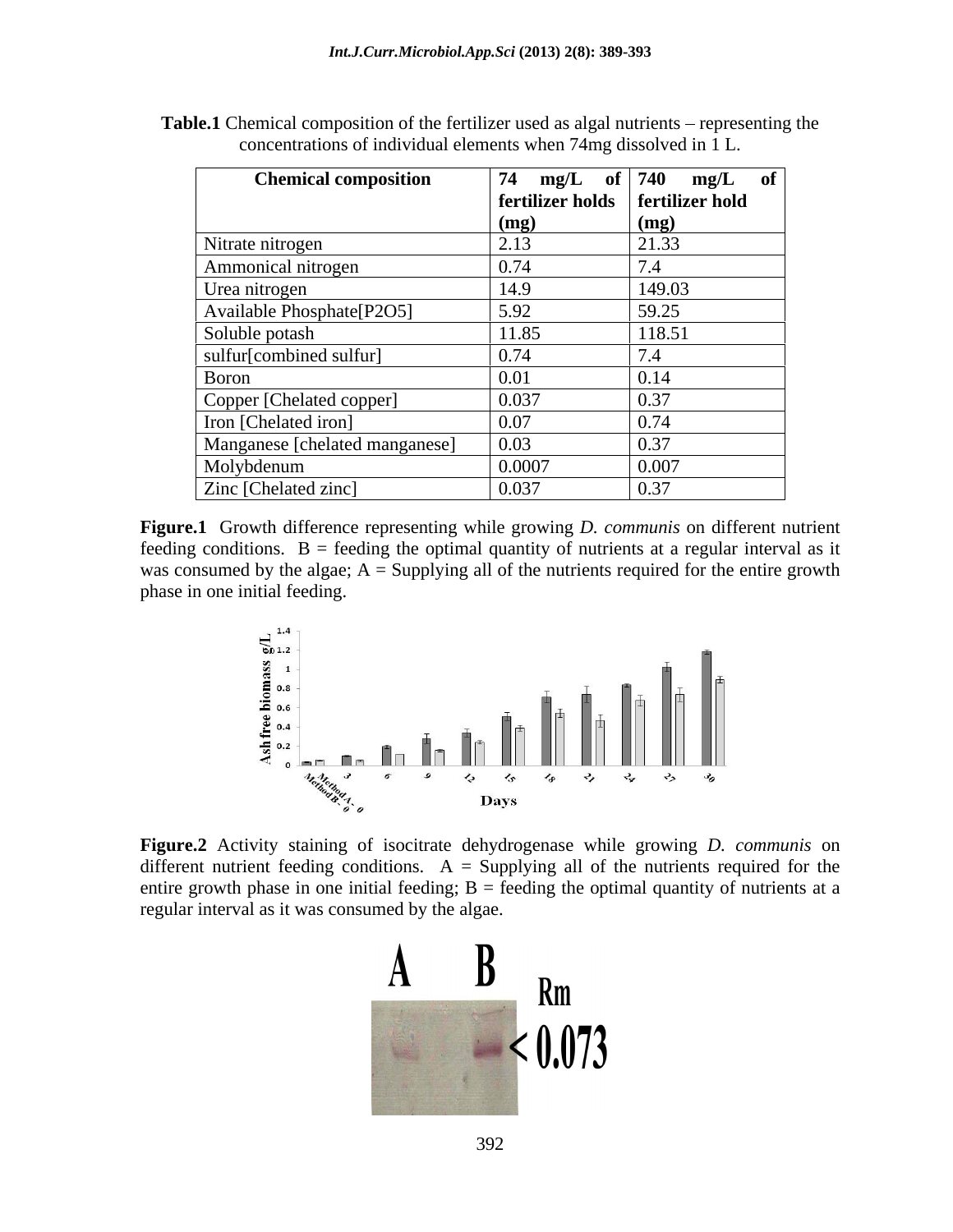**Table.1** Chemical composition of the fertilizer used as algal nutrients – representing the concentrations of individual elements when 74mg dissolved in 1 L.

| Chemical composition | 74 mg/L of fertilizer holds (mg) | 740 mg/L of fertilizer hold (mg) |
|---|---|---|
| Nitrate nitrogen | 2.13 | 21.33 |
| Ammonical nitrogen | 0.74 | 7.4 |
| Urea nitrogen | 14.9 | 149.03 |
| Available Phosphate[P2O5] | 5.92 | 59.25 |
| Soluble potash | 11.85 | 118.51 |
| sulfur[combined sulfur] | 0.74 | 7.4 |
| Boron | 0.01 | 0.14 |
| Copper [Chelated copper] | 0.037 | 0.37 |
| Iron [Chelated iron] | 0.07 | 0.74 |
| Manganese [chelated manganese] | 0.03 | 0.37 |
| Molybdenum | 0.0007 | 0.007 |
| Zinc [Chelated zinc] | 0.037 | 0.37 |

**Figure.1** Growth difference representing while growing *D. communis* on different nutrient feeding conditions. B = feeding the optimal quantity of nutrients at a regular interval as it was consumed by the algae; A = Supplying all of the nutrients required for the entire growth phase in one initial feeding.

**Figure.2** Activity staining of isocitrate dehydrogenase while growing *D. communis* on different nutrient feeding conditions. A = Supplying all of the nutrients required for the entire growth phase in one initial feeding; B = feeding the optimal quantity of nutrients at a regular interval as it was consumed by the algae.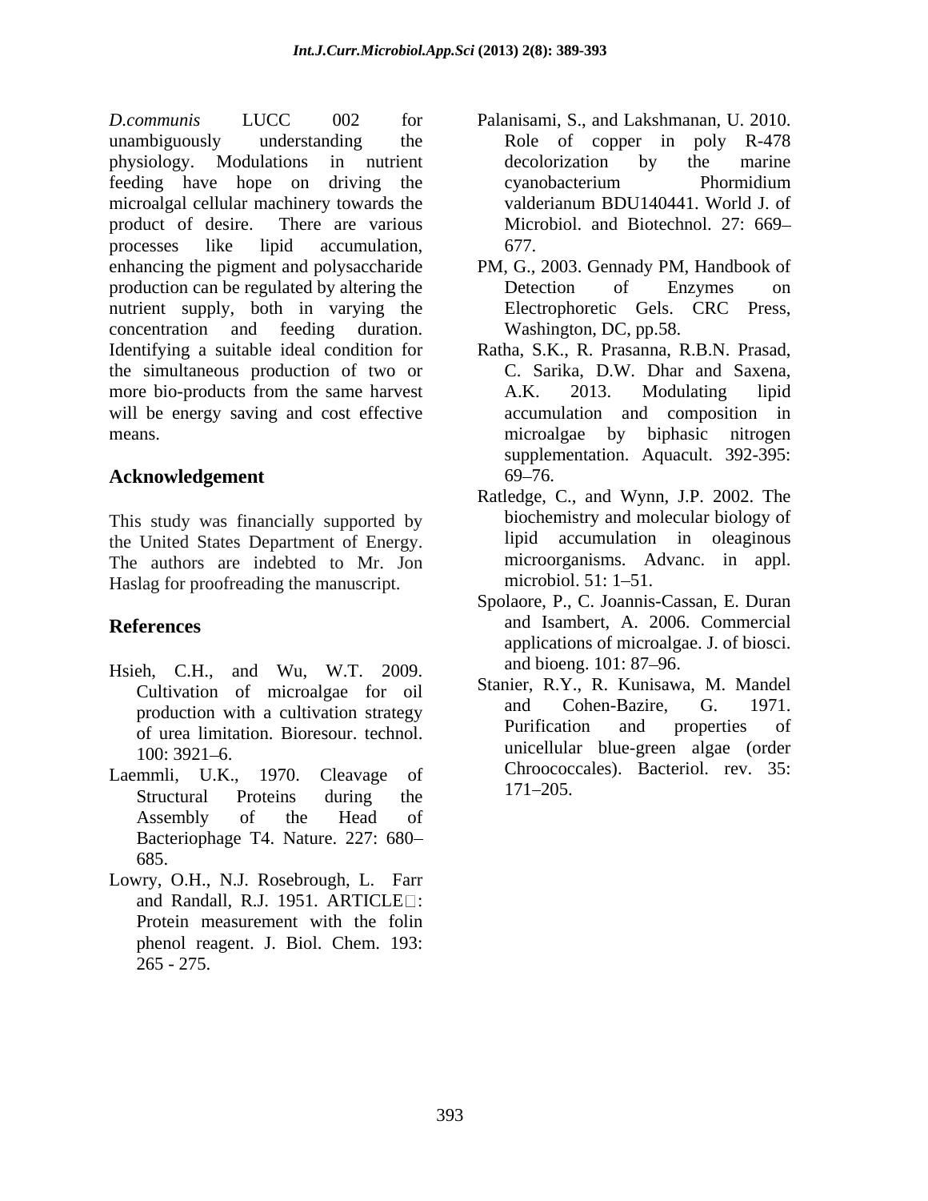*D.communis* LUCC 002 for unambiguously understanding the physiology. Modulations in nutrient feeding have hope on driving the microalgal cellular machinery towards the product of desire. There are various processes like lipid accumulation, enhancing the pigment and polysaccharide production can be regulated by altering the nutrient supply, both in varying the concentration and feeding duration. Identifying a suitable ideal condition for the simultaneous production of two or more bio-products from the same harvest will be energy saving and cost effective means.

## Acknowledgement

This study was financially supported by the United States Department of Energy. The authors are indebted to Mr. Jon Haslag for proofreading the manuscript.

## References

Hsieh, C.H., and Wu, W.T. 2009. Cultivation of microalgae for oil production with a cultivation strategy of urea limitation. Bioresour. technol. 100: 3921–6.

Laemmli, U.K., 1970. Cleavage of Structural Proteins during the Assembly of the Head of Bacteriophage T4. Nature. 227: 680–685.

Lowry, O.H., N.J. Rosebrough, L. Farr and Randall, R.J. 1951. ARTICLE□: Protein measurement with the folin phenol reagent. J. Biol. Chem. 193: 265 - 275.

Palanisami, S., and Lakshmanan, U. 2010. Role of copper in poly R-478 decolorization by the marine cyanobacterium Phormidium valderianum BDU140441. World J. of Microbiol. and Biotechnol. 27: 669–677.

PM, G., 2003. Gennady PM, Handbook of Detection of Enzymes on Electrophoretic Gels. CRC Press, Washington, DC, pp.58.

Ratha, S.K., R. Prasanna, R.B.N. Prasad, C. Sarika, D.W. Dhar and Saxena, A.K. 2013. Modulating lipid accumulation and composition in microalgae by biphasic nitrogen supplementation. Aquacult. 392-395: 69–76.

Ratledge, C., and Wynn, J.P. 2002. The biochemistry and molecular biology of lipid accumulation in oleaginous microorganisms. Advanc. in appl. microbiol. 51: 1–51.

Spolaore, P., C. Joannis-Cassan, E. Duran and Isambert, A. 2006. Commercial applications of microalgae. J. of biosci. and bioeng. 101: 87–96.

Stanier, R.Y., R. Kunisawa, M. Mandel and Cohen-Bazire, G. 1971. Purification and properties of unicellular blue-green algae (order Chroococcales). Bacteriol. rev. 35: 171–205.